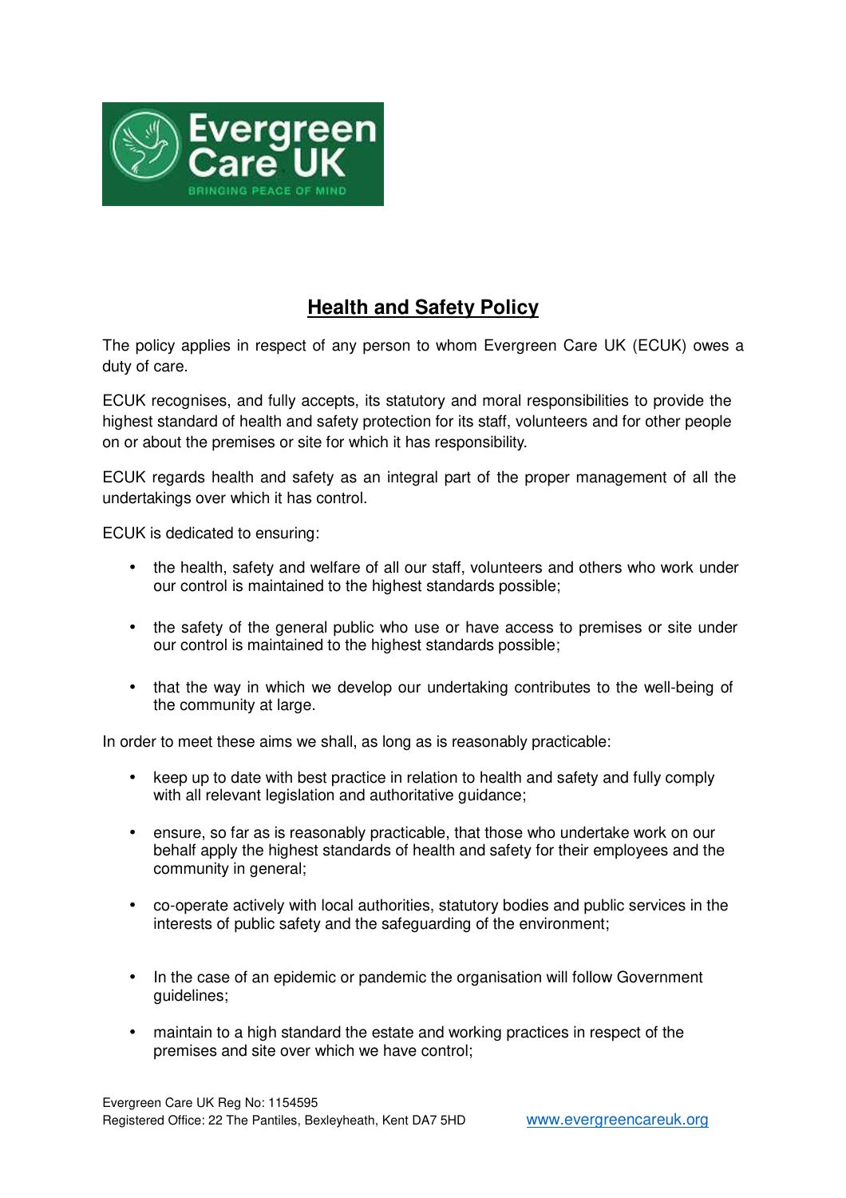## Health and Safety Policy

The policy applies in respect of any person to whom Evergreen Care UK (ECUK) owes a duty of care.

ECUK recognises, and fully accepts, its statutory and moral responsibilities to provide the highest standard of health and safety protection for its staff, volunteers and for other people on or about the premises or site for which it has responsibility.

ECUK regards health and safety as an integral part of the proper management of all the undertakings over which it has control.

ECUK is dedicated to ensuring:

- the health, safety and welfare of all our staff, volunteers and others who work under our control is maintained to the highest standards possible;
- the safety of the general public who use or have access to premises or site under our control is maintained to the highest standards possible;
- that the way in which we develop our undertaking contributes to the well-being of the community at large.

In order to meet these aims we shall, as long as is reasonably practicable:

- keep up to date with best practice in relation to health and safety and fully comply with all relevant legislation and authoritative guidance;
- ensure, so far as is reasonably practicable, that those who undertake work on our behalf apply the highest standards of health and safety for their employees and the community in general;
- co-operate actively with local authorities, statutory bodies and public services in the interests of public safety and the safeguarding of the environment;
- In the case of an epidemic or pandemic the organisation will follow Government guidelines;
- maintain to a high standard the estate and working practices in respect of the premises and site over which we have control;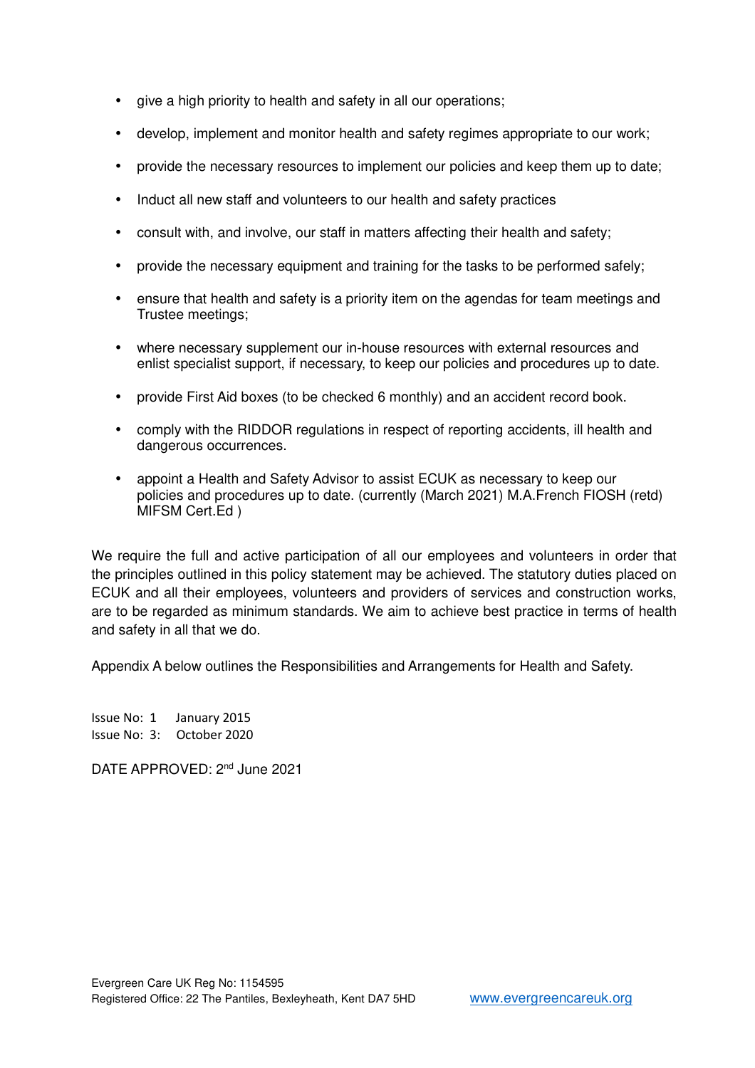- give a high priority to health and safety in all our operations;
- develop, implement and monitor health and safety regimes appropriate to our work;
- provide the necessary resources to implement our policies and keep them up to date;
- Induct all new staff and volunteers to our health and safety practices
- consult with, and involve, our staff in matters affecting their health and safety;
- provide the necessary equipment and training for the tasks to be performed safely;
- ensure that health and safety is a priority item on the agendas for team meetings and Trustee meetings;
- where necessary supplement our in-house resources with external resources and enlist specialist support, if necessary, to keep our policies and procedures up to date.
- provide First Aid boxes (to be checked 6 monthly) and an accident record book.
- comply with the RIDDOR regulations in respect of reporting accidents, ill health and dangerous occurrences.
- appoint a Health and Safety Advisor to assist ECUK as necessary to keep our policies and procedures up to date. (currently (March 2021) M.A.French FIOSH (retd) MIFSM Cert.Ed )

We require the full and active participation of all our employees and volunteers in order that the principles outlined in this policy statement may be achieved. The statutory duties placed on ECUK and all their employees, volunteers and providers of services and construction works, are to be regarded as minimum standards. We aim to achieve best practice in terms of health and safety in all that we do.

Appendix A below outlines the Responsibilities and Arrangements for Health and Safety.

Issue No: 1 January 2015
Issue No: 3: October 2020

DATE APPROVED: 2nd June 2021

Evergreen Care UK Reg No: 1154595
Registered Office: 22 The Pantiles, Bexleyheath, Kent DA7 5HD www.evergreencareuk.org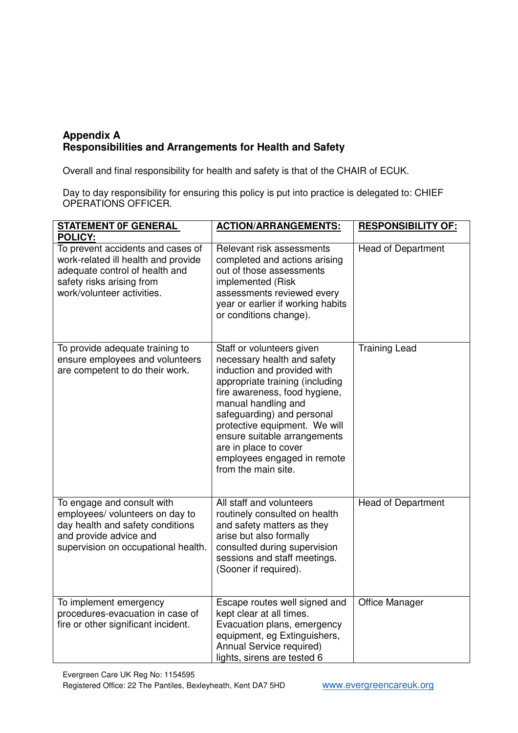**Appendix A**
**Responsibilities and Arrangements for Health and Safety**

Overall and final responsibility for health and safety is that of the CHAIR of ECUK.

Day to day responsibility for ensuring this policy is put into practice is delegated to: CHIEF OPERATIONS OFFICER.

| **STATEMENT 0F GENERAL POLICY:** | **ACTION/ARRANGEMENTS:** | **RESPONSIBILITY OF:** |
|---|---|---|
| To prevent accidents and cases of work-related ill health and provide adequate control of health and safety risks arising from work/volunteer activities. | Relevant risk assessments completed and actions arising out of those assessments implemented (Risk assessments reviewed every year or earlier if working habits or conditions change). | Head of Department |
| To provide adequate training to ensure employees and volunteers are competent to do their work. | Staff or volunteers given necessary health and safety induction and provided with appropriate training (including fire awareness, food hygiene, manual handling and safeguarding) and personal protective equipment. We will ensure suitable arrangements are in place to cover employees engaged in remote from the main site. | Training Lead |
| To engage and consult with employees/ volunteers on day to day health and safety conditions and provide advice and supervision on occupational health. | All staff and volunteers routinely consulted on health and safety matters as they arise but also formally consulted during supervision sessions and staff meetings. (Sooner if required). | Head of Department |
| To implement emergency procedures-evacuation in case of fire or other significant incident. | Escape routes well signed and kept clear at all times. Evacuation plans, emergency equipment, eg Extinguishers, Annual Service required) lights, sirens are tested 6 | Office Manager |

Evergreen Care UK Reg No: 1154595
Registered Office: 22 The Pantiles, Bexleyheath, Kent DA7 5HD www.evergreencareuk.org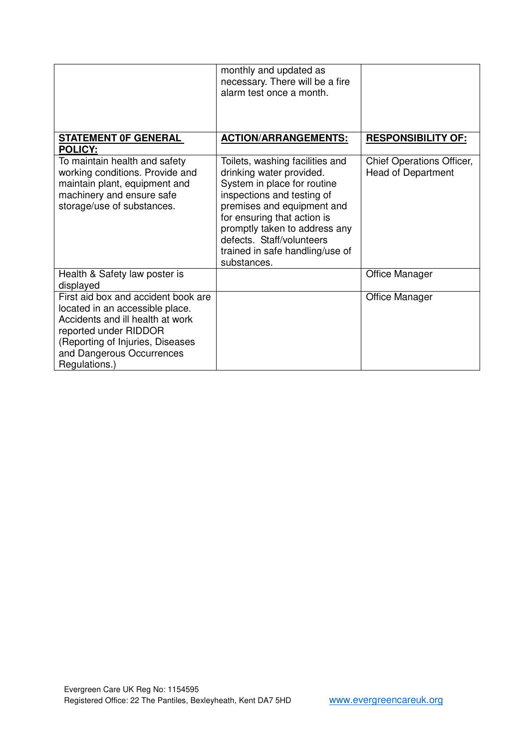| | | |
|---|---|---|
| | monthly and updated as necessary. There will be a fire alarm test once a month. | |
| **STATEMENT 0F GENERAL POLICY:** | **ACTION/ARRANGEMENTS:** | **RESPONSIBILITY OF:** |
| To maintain health and safety working conditions. Provide and maintain plant, equipment and machinery and ensure safe storage/use of substances. | Toilets, washing facilities and drinking water provided. System in place for routine inspections and testing of premises and equipment and for ensuring that action is promptly taken to address any defects. Staff/volunteers trained in safe handling/use of substances. | Chief Operations Officer, Head of Department |
| Health & Safety law poster is displayed | | Office Manager |
| First aid box and accident book are located in an accessible place. Accidents and ill health at work reported under RIDDOR (Reporting of Injuries, Diseases and Dangerous Occurrences Regulations.) | | Office Manager |

Evergreen Care UK Reg No: 1154595
Registered Office: 22 The Pantiles, Bexleyheath, Kent DA7 5HD www.evergreencareuk.org